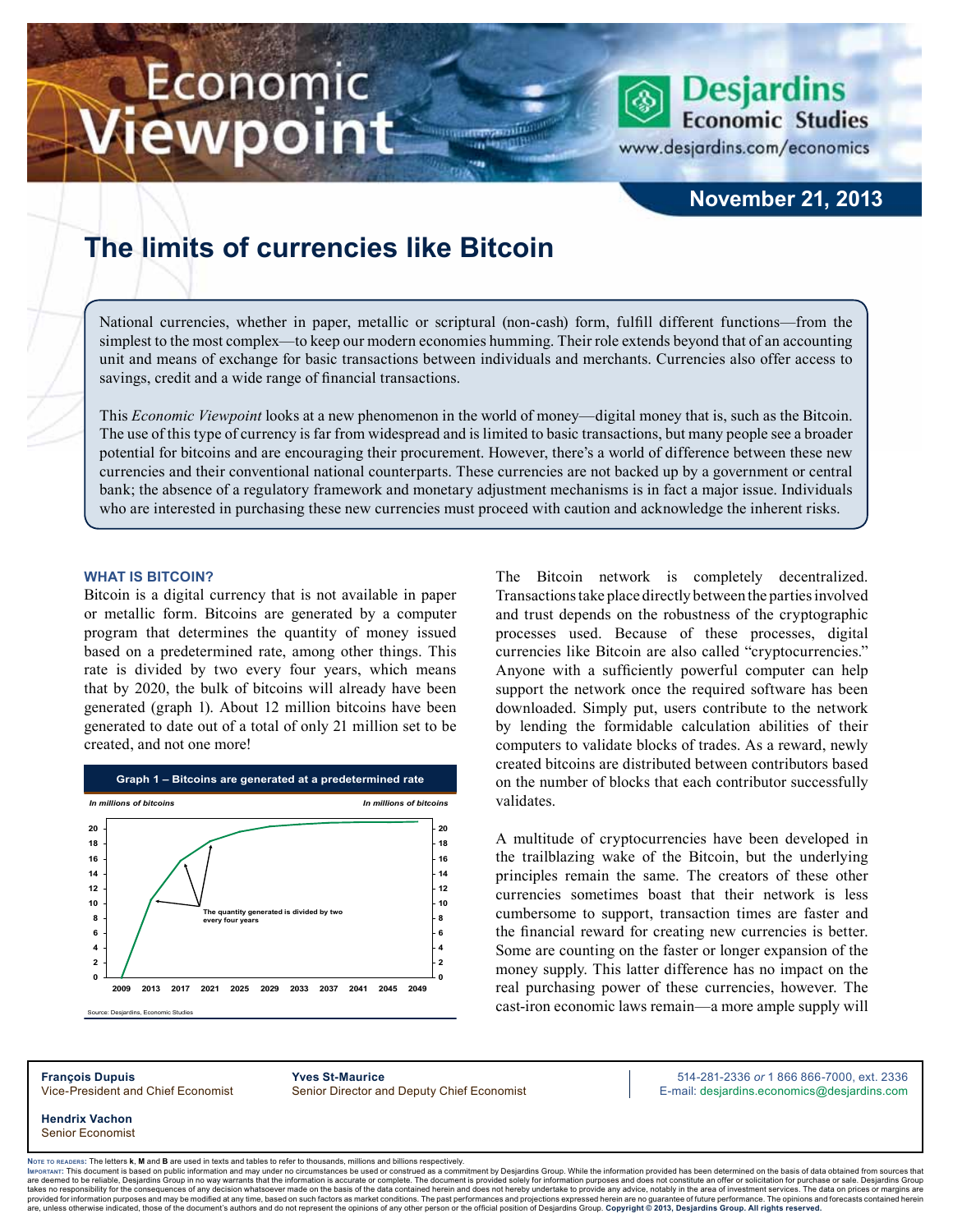# Economic Viewpoint

Desjardins Economic Studies
www.desjardins.com/economics

November 21, 2013

## The limits of currencies like Bitcoin

National currencies, whether in paper, metallic or scriptural (non-cash) form, fulfill different functions—from the simplest to the most complex—to keep our modern economies humming. Their role extends beyond that of an accounting unit and means of exchange for basic transactions between individuals and merchants. Currencies also offer access to savings, credit and a wide range of financial transactions.

This *Economic Viewpoint* looks at a new phenomenon in the world of money—digital money that is, such as the Bitcoin. The use of this type of currency is far from widespread and is limited to basic transactions, but many people see a broader potential for bitcoins and are encouraging their procurement. However, there's a world of difference between these new currencies and their conventional national counterparts. These currencies are not backed up by a government or central bank; the absence of a regulatory framework and monetary adjustment mechanisms is in fact a major issue. Individuals who are interested in purchasing these new currencies must proceed with caution and acknowledge the inherent risks.

### WHAT IS BITCOIN?

Bitcoin is a digital currency that is not available in paper or metallic form. Bitcoins are generated by a computer program that determines the quantity of money issued based on a predetermined rate, among other things. This rate is divided by two every four years, which means that by 2020, the bulk of bitcoins will already have been generated (graph 1). About 12 million bitcoins have been generated to date out of a total of only 21 million set to be created, and not one more!

**Graph 1 – Bitcoins are generated at a predetermined rate**

*In millions of bitcoins*

The quantity generated is divided by two every four years

Source: Desjardins, Economic Studies

The Bitcoin network is completely decentralized. Transactions take place directly between the parties involved and trust depends on the robustness of the cryptographic processes used. Because of these processes, digital currencies like Bitcoin are also called "cryptocurrencies." Anyone with a sufficiently powerful computer can help support the network once the required software has been downloaded. Simply put, users contribute to the network by lending the formidable calculation abilities of their computers to validate blocks of trades. As a reward, newly created bitcoins are distributed between contributors based on the number of blocks that each contributor successfully validates.

A multitude of cryptocurrencies have been developed in the trailblazing wake of the Bitcoin, but the underlying principles remain the same. The creators of these other currencies sometimes boast that their network is less cumbersome to support, transaction times are faster and the financial reward for creating new currencies is better. Some are counting on the faster or longer expansion of the money supply. This latter difference has no impact on the real purchasing power of these currencies, however. The cast-iron economic laws remain—a more ample supply will

**François Dupuis**
Vice-President and Chief Economist

**Yves St-Maurice**
Senior Director and Deputy Chief Economist

**Hendrix Vachon**
Senior Economist

514-281-2336 *or* 1 866 866-7000, ext. 2336
E-mail: desjardins.economics@desjardins.com

Note to readers: The letters **k**, **M** and **B** are used in texts and tables to refer to thousands, millions and billions respectively.

Important: This document is based on public information and may under no circumstances be used or construed as a commitment by Desjardins Group. While the information provided has been determined on the basis of data obtained from sources that are deemed to be reliable, Desjardins Group in no way warrants that the information is accurate or complete. The document is provided solely for information purposes and does not constitute an offer or solicitation for purchase or sale. Desjardins Group takes no responsibility for the consequences of any decision whatsoever made on the basis of the data contained herein and does not hereby undertake to provide any advice, notably in the area of investment services. The data on prices or margins are provided for information purposes and may be modified at any time, based on such factors as market conditions. The past performances and projections expressed herein are no guarantee of future performance. The opinions and forecasts contained herein are, unless otherwise indicated, those of the document's authors and do not represent the opinions of any other person or the official position of Desjardins Group. **Copyright © 2013, Desjardins Group. All rights reserved.**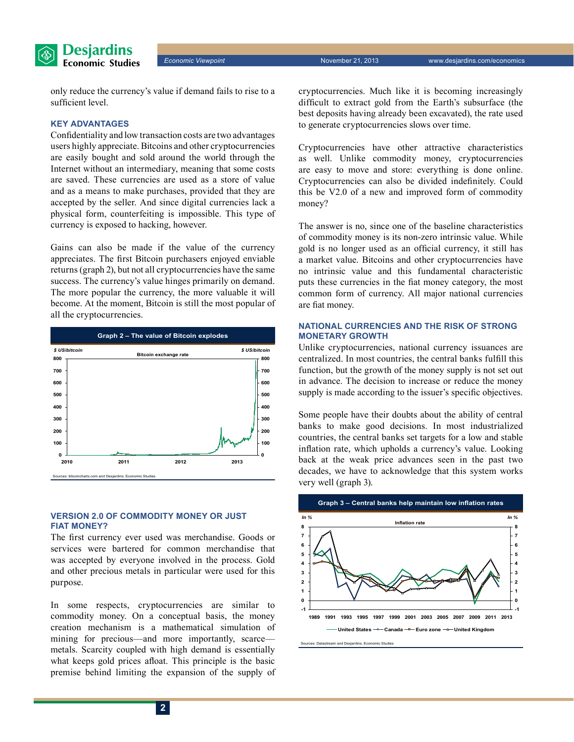only reduce the currency's value if demand fails to rise to a sufficient level.

### KEY ADVANTAGES

Confidentiality and low transaction costs are two advantages users highly appreciate. Bitcoins and other cryptocurrencies are easily bought and sold around the world through the Internet without an intermediary, meaning that some costs are saved. These currencies are used as a store of value and as a means to make purchases, provided that they are accepted by the seller. And since digital currencies lack a physical form, counterfeiting is impossible. This type of currency is exposed to hacking, however.

Gains can also be made if the value of the currency appreciates. The first Bitcoin purchasers enjoyed enviable returns (graph 2), but not all cryptocurrencies have the same success. The currency's value hinges primarily on demand. The more popular the currency, the more valuable it will become. At the moment, Bitcoin is still the most popular of all the cryptocurrencies.

**Graph 2 – The value of Bitcoin explodes**

Bitcoin exchange rate ($ US/bitcoin)

Sources: bitcoincharts.com and Desjardins, Economic Studies

### VERSION 2.0 OF COMMODITY MONEY OR JUST FIAT MONEY?

The first currency ever used was merchandise. Goods or services were bartered for common merchandise that was accepted by everyone involved in the process. Gold and other precious metals in particular were used for this purpose.

In some respects, cryptocurrencies are similar to commodity money. On a conceptual basis, the money creation mechanism is a mathematical simulation of mining for precious—and more importantly, scarce—metals. Scarcity coupled with high demand is essentially what keeps gold prices afloat. This principle is the basic premise behind limiting the expansion of the supply of cryptocurrencies. Much like it is becoming increasingly difficult to extract gold from the Earth's subsurface (the best deposits having already been excavated), the rate used to generate cryptocurrencies slows over time.

Cryptocurrencies have other attractive characteristics as well. Unlike commodity money, cryptocurrencies are easy to move and store: everything is done online. Cryptocurrencies can also be divided indefinitely. Could this be V2.0 of a new and improved form of commodity money?

The answer is no, since one of the baseline characteristics of commodity money is its non-zero intrinsic value. While gold is no longer used as an official currency, it still has a market value. Bitcoins and other cryptocurrencies have no intrinsic value and this fundamental characteristic puts these currencies in the fiat money category, the most common form of currency. All major national currencies are fiat money.

### NATIONAL CURRENCIES AND THE RISK OF STRONG MONETARY GROWTH

Unlike cryptocurrencies, national currency issuances are centralized. In most countries, the central banks fulfill this function, but the growth of the money supply is not set out in advance. The decision to increase or reduce the money supply is made according to the issuer's specific objectives.

Some people have their doubts about the ability of central banks to make good decisions. In most industrialized countries, the central banks set targets for a low and stable inflation rate, which upholds a currency's value. Looking back at the weak price advances seen in the past two decades, we have to acknowledge that this system works very well (graph 3).

**Graph 3 – Central banks help maintain low inflation rates**

Inflation rate (In %) — United States, Canada, Euro zone, United Kingdom

Sources: Datastream and Desjardins, Economic Studies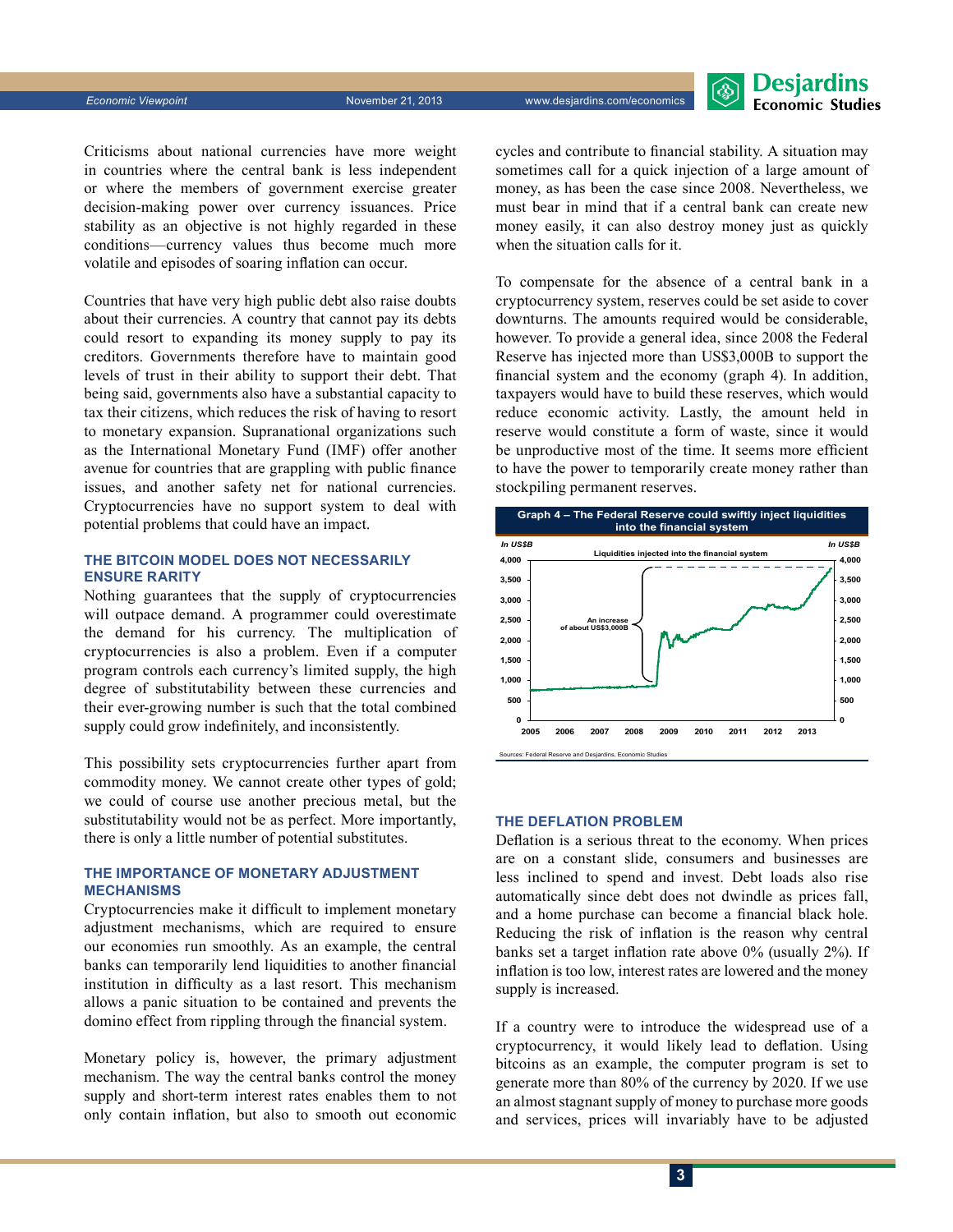Criticisms about national currencies have more weight in countries where the central bank is less independent or where the members of government exercise greater decision-making power over currency issuances. Price stability as an objective is not highly regarded in these conditions—currency values thus become much more volatile and episodes of soaring inflation can occur.

Countries that have very high public debt also raise doubts about their currencies. A country that cannot pay its debts could resort to expanding its money supply to pay its creditors. Governments therefore have to maintain good levels of trust in their ability to support their debt. That being said, governments also have a substantial capacity to tax their citizens, which reduces the risk of having to resort to monetary expansion. Supranational organizations such as the International Monetary Fund (IMF) offer another avenue for countries that are grappling with public finance issues, and another safety net for national currencies. Cryptocurrencies have no support system to deal with potential problems that could have an impact.

### THE BITCOIN MODEL DOES NOT NECESSARILY ENSURE RARITY

Nothing guarantees that the supply of cryptocurrencies will outpace demand. A programmer could overestimate the demand for his currency. The multiplication of cryptocurrencies is also a problem. Even if a computer program controls each currency's limited supply, the high degree of substitutability between these currencies and their ever-growing number is such that the total combined supply could grow indefinitely, and inconsistently.

This possibility sets cryptocurrencies further apart from commodity money. We cannot create other types of gold; we could of course use another precious metal, but the substitutability would not be as perfect. More importantly, there is only a little number of potential substitutes.

### THE IMPORTANCE OF MONETARY ADJUSTMENT MECHANISMS

Cryptocurrencies make it difficult to implement monetary adjustment mechanisms, which are required to ensure our economies run smoothly. As an example, the central banks can temporarily lend liquidities to another financial institution in difficulty as a last resort. This mechanism allows a panic situation to be contained and prevents the domino effect from rippling through the financial system.

Monetary policy is, however, the primary adjustment mechanism. The way the central banks control the money supply and short-term interest rates enables them to not only contain inflation, but also to smooth out economic cycles and contribute to financial stability. A situation may sometimes call for a quick injection of a large amount of money, as has been the case since 2008. Nevertheless, we must bear in mind that if a central bank can create new money easily, it can also destroy money just as quickly when the situation calls for it.

To compensate for the absence of a central bank in a cryptocurrency system, reserves could be set aside to cover downturns. The amounts required would be considerable, however. To provide a general idea, since 2008 the Federal Reserve has injected more than US$3,000B to support the financial system and the economy (graph 4). In addition, taxpayers would have to build these reserves, which would reduce economic activity. Lastly, the amount held in reserve would constitute a form of waste, since it would be unproductive most of the time. It seems more efficient to have the power to temporarily create money rather than stockpiling permanent reserves.

**Graph 4 – The Federal Reserve could swiftly inject liquidities into the financial system**

Sources: Federal Reserve and Desjardins, Economic Studies

### THE DEFLATION PROBLEM

Deflation is a serious threat to the economy. When prices are on a constant slide, consumers and businesses are less inclined to spend and invest. Debt loads also rise automatically since debt does not dwindle as prices fall, and a home purchase can become a financial black hole. Reducing the risk of inflation is the reason why central banks set a target inflation rate above 0% (usually 2%). If inflation is too low, interest rates are lowered and the money supply is increased.

If a country were to introduce the widespread use of a cryptocurrency, it would likely lead to deflation. Using bitcoins as an example, the computer program is set to generate more than 80% of the currency by 2020. If we use an almost stagnant supply of money to purchase more goods and services, prices will invariably have to be adjusted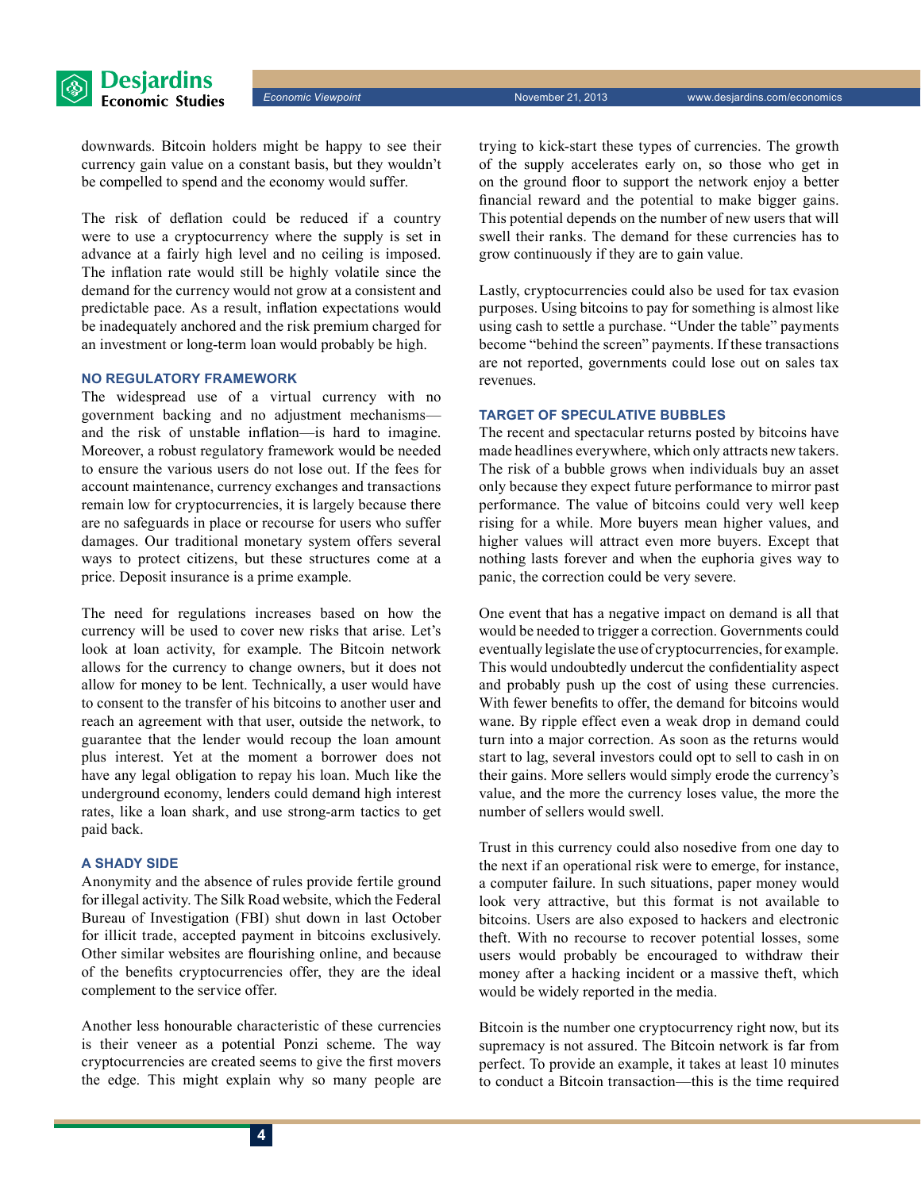downwards. Bitcoin holders might be happy to see their currency gain value on a constant basis, but they wouldn't be compelled to spend and the economy would suffer.

The risk of deflation could be reduced if a country were to use a cryptocurrency where the supply is set in advance at a fairly high level and no ceiling is imposed. The inflation rate would still be highly volatile since the demand for the currency would not grow at a consistent and predictable pace. As a result, inflation expectations would be inadequately anchored and the risk premium charged for an investment or long-term loan would probably be high.

### NO REGULATORY FRAMEWORK

The widespread use of a virtual currency with no government backing and no adjustment mechanisms—and the risk of unstable inflation—is hard to imagine. Moreover, a robust regulatory framework would be needed to ensure the various users do not lose out. If the fees for account maintenance, currency exchanges and transactions remain low for cryptocurrencies, it is largely because there are no safeguards in place or recourse for users who suffer damages. Our traditional monetary system offers several ways to protect citizens, but these structures come at a price. Deposit insurance is a prime example.

The need for regulations increases based on how the currency will be used to cover new risks that arise. Let's look at loan activity, for example. The Bitcoin network allows for the currency to change owners, but it does not allow for money to be lent. Technically, a user would have to consent to the transfer of his bitcoins to another user and reach an agreement with that user, outside the network, to guarantee that the lender would recoup the loan amount plus interest. Yet at the moment a borrower does not have any legal obligation to repay his loan. Much like the underground economy, lenders could demand high interest rates, like a loan shark, and use strong-arm tactics to get paid back.

### A SHADY SIDE

Anonymity and the absence of rules provide fertile ground for illegal activity. The Silk Road website, which the Federal Bureau of Investigation (FBI) shut down in last October for illicit trade, accepted payment in bitcoins exclusively. Other similar websites are flourishing online, and because of the benefits cryptocurrencies offer, they are the ideal complement to the service offer.

Another less honourable characteristic of these currencies is their veneer as a potential Ponzi scheme. The way cryptocurrencies are created seems to give the first movers the edge. This might explain why so many people are trying to kick-start these types of currencies. The growth of the supply accelerates early on, so those who get in on the ground floor to support the network enjoy a better financial reward and the potential to make bigger gains. This potential depends on the number of new users that will swell their ranks. The demand for these currencies has to grow continuously if they are to gain value.

Lastly, cryptocurrencies could also be used for tax evasion purposes. Using bitcoins to pay for something is almost like using cash to settle a purchase. "Under the table" payments become "behind the screen" payments. If these transactions are not reported, governments could lose out on sales tax revenues.

### TARGET OF SPECULATIVE BUBBLES

The recent and spectacular returns posted by bitcoins have made headlines everywhere, which only attracts new takers. The risk of a bubble grows when individuals buy an asset only because they expect future performance to mirror past performance. The value of bitcoins could very well keep rising for a while. More buyers mean higher values, and higher values will attract even more buyers. Except that nothing lasts forever and when the euphoria gives way to panic, the correction could be very severe.

One event that has a negative impact on demand is all that would be needed to trigger a correction. Governments could eventually legislate the use of cryptocurrencies, for example. This would undoubtedly undercut the confidentiality aspect and probably push up the cost of using these currencies. With fewer benefits to offer, the demand for bitcoins would wane. By ripple effect even a weak drop in demand could turn into a major correction. As soon as the returns would start to lag, several investors could opt to sell to cash in on their gains. More sellers would simply erode the currency's value, and the more the currency loses value, the more the number of sellers would swell.

Trust in this currency could also nosedive from one day to the next if an operational risk were to emerge, for instance, a computer failure. In such situations, paper money would look very attractive, but this format is not available to bitcoins. Users are also exposed to hackers and electronic theft. With no recourse to recover potential losses, some users would probably be encouraged to withdraw their money after a hacking incident or a massive theft, which would be widely reported in the media.

Bitcoin is the number one cryptocurrency right now, but its supremacy is not assured. The Bitcoin network is far from perfect. To provide an example, it takes at least 10 minutes to conduct a Bitcoin transaction—this is the time required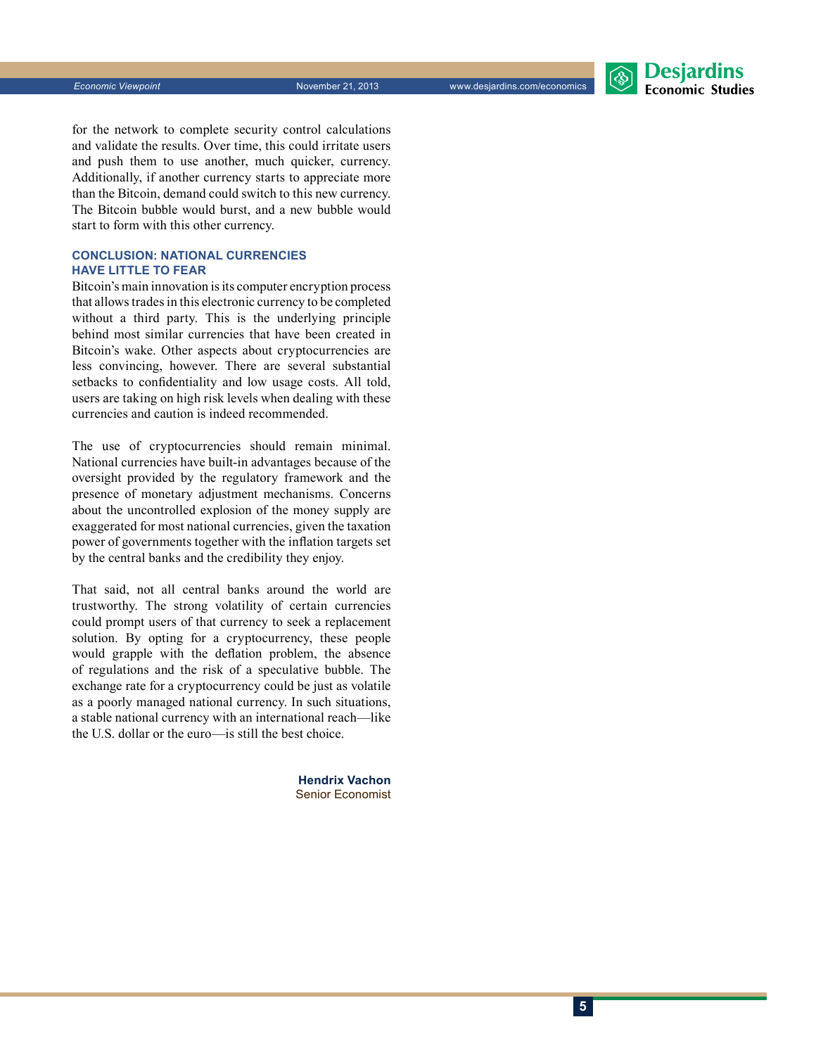for the network to complete security control calculations and validate the results. Over time, this could irritate users and push them to use another, much quicker, currency. Additionally, if another currency starts to appreciate more than the Bitcoin, demand could switch to this new currency. The Bitcoin bubble would burst, and a new bubble would start to form with this other currency.

## CONCLUSION: NATIONAL CURRENCIES HAVE LITTLE TO FEAR

Bitcoin's main innovation is its computer encryption process that allows trades in this electronic currency to be completed without a third party. This is the underlying principle behind most similar currencies that have been created in Bitcoin's wake. Other aspects about cryptocurrencies are less convincing, however. There are several substantial setbacks to confidentiality and low usage costs. All told, users are taking on high risk levels when dealing with these currencies and caution is indeed recommended.

The use of cryptocurrencies should remain minimal. National currencies have built-in advantages because of the oversight provided by the regulatory framework and the presence of monetary adjustment mechanisms. Concerns about the uncontrolled explosion of the money supply are exaggerated for most national currencies, given the taxation power of governments together with the inflation targets set by the central banks and the credibility they enjoy.

That said, not all central banks around the world are trustworthy. The strong volatility of certain currencies could prompt users of that currency to seek a replacement solution. By opting for a cryptocurrency, these people would grapple with the deflation problem, the absence of regulations and the risk of a speculative bubble. The exchange rate for a cryptocurrency could be just as volatile as a poorly managed national currency. In such situations, a stable national currency with an international reach—like the U.S. dollar or the euro—is still the best choice.

**Hendrix Vachon**
Senior Economist